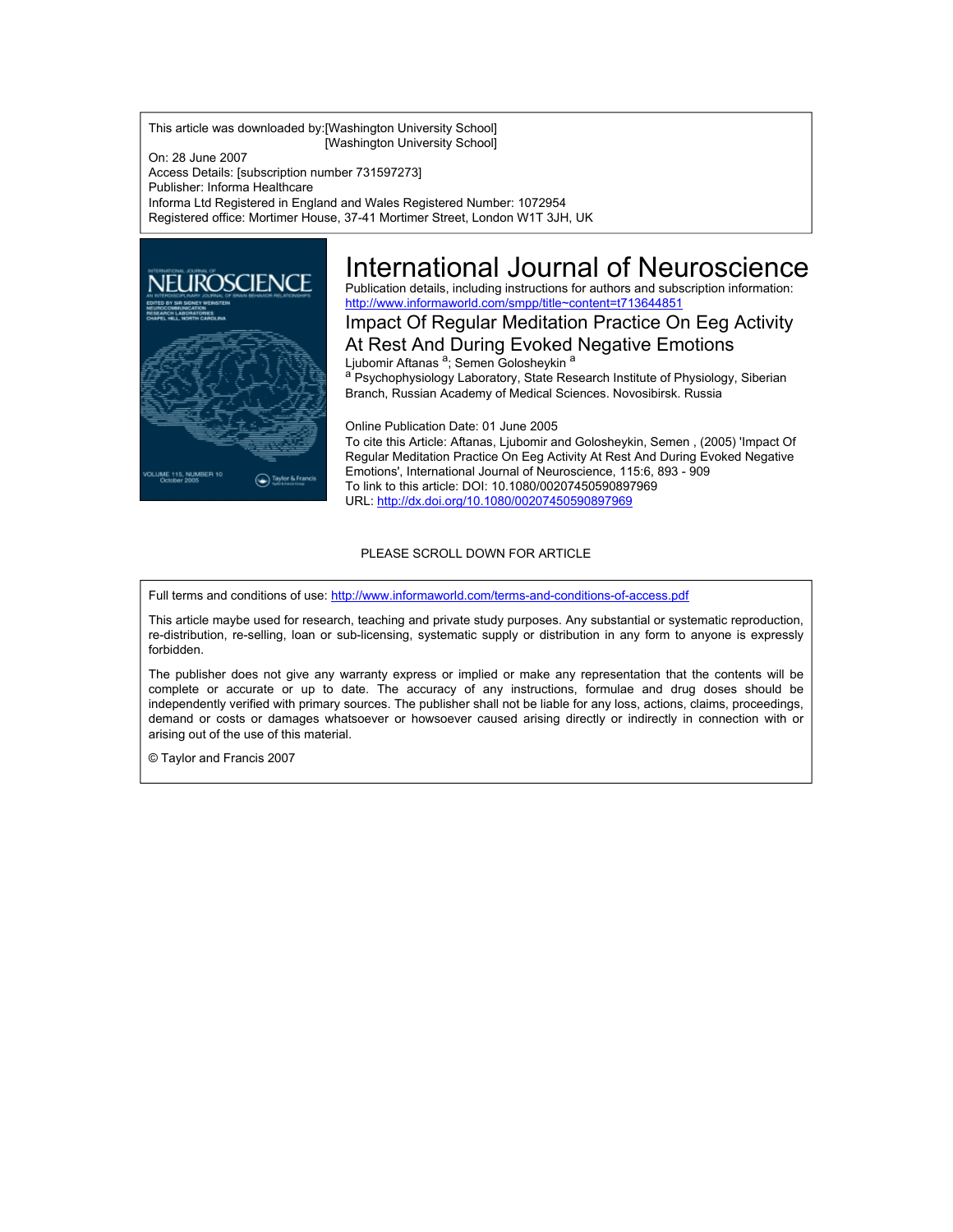This article was downloaded by:[Washington University School]
[Washington University School]

On: 28 June 2007

Access Details: [subscription number 731597273]

Publisher: Informa Healthcare

Informa Ltd Registered in England and Wales Registered Number: 1072954

Registered office: Mortimer House, 37-41 Mortimer Street, London W1T 3JH, UK

# International Journal of Neuroscience

Publication details, including instructions for authors and subscription information:
http://www.informaworld.com/smpp/title~content=t713644851

## Impact Of Regular Meditation Practice On Eeg Activity At Rest And During Evoked Negative Emotions

Ljubomir Aftanas [a]; Semen Golosheykin [a]

[a] Psychophysiology Laboratory, State Research Institute of Physiology, Siberian Branch, Russian Academy of Medical Sciences. Novosibirsk. Russia

Online Publication Date: 01 June 2005

To cite this Article: Aftanas, Ljubomir and Golosheykin, Semen , (2005) 'Impact Of Regular Meditation Practice On Eeg Activity At Rest And During Evoked Negative Emotions', International Journal of Neuroscience, 115:6, 893 - 909

To link to this article: DOI: 10.1080/00207450590897969

URL: http://dx.doi.org/10.1080/00207450590897969

PLEASE SCROLL DOWN FOR ARTICLE

Full terms and conditions of use: http://www.informaworld.com/terms-and-conditions-of-access.pdf

This article maybe used for research, teaching and private study purposes. Any substantial or systematic reproduction, re-distribution, re-selling, loan or sub-licensing, systematic supply or distribution in any form to anyone is expressly forbidden.

The publisher does not give any warranty express or implied or make any representation that the contents will be complete or accurate or up to date. The accuracy of any instructions, formulae and drug doses should be independently verified with primary sources. The publisher shall not be liable for any loss, actions, claims, proceedings, demand or costs or damages whatsoever or howsoever caused arising directly or indirectly in connection with or arising out of the use of this material.

© Taylor and Francis 2007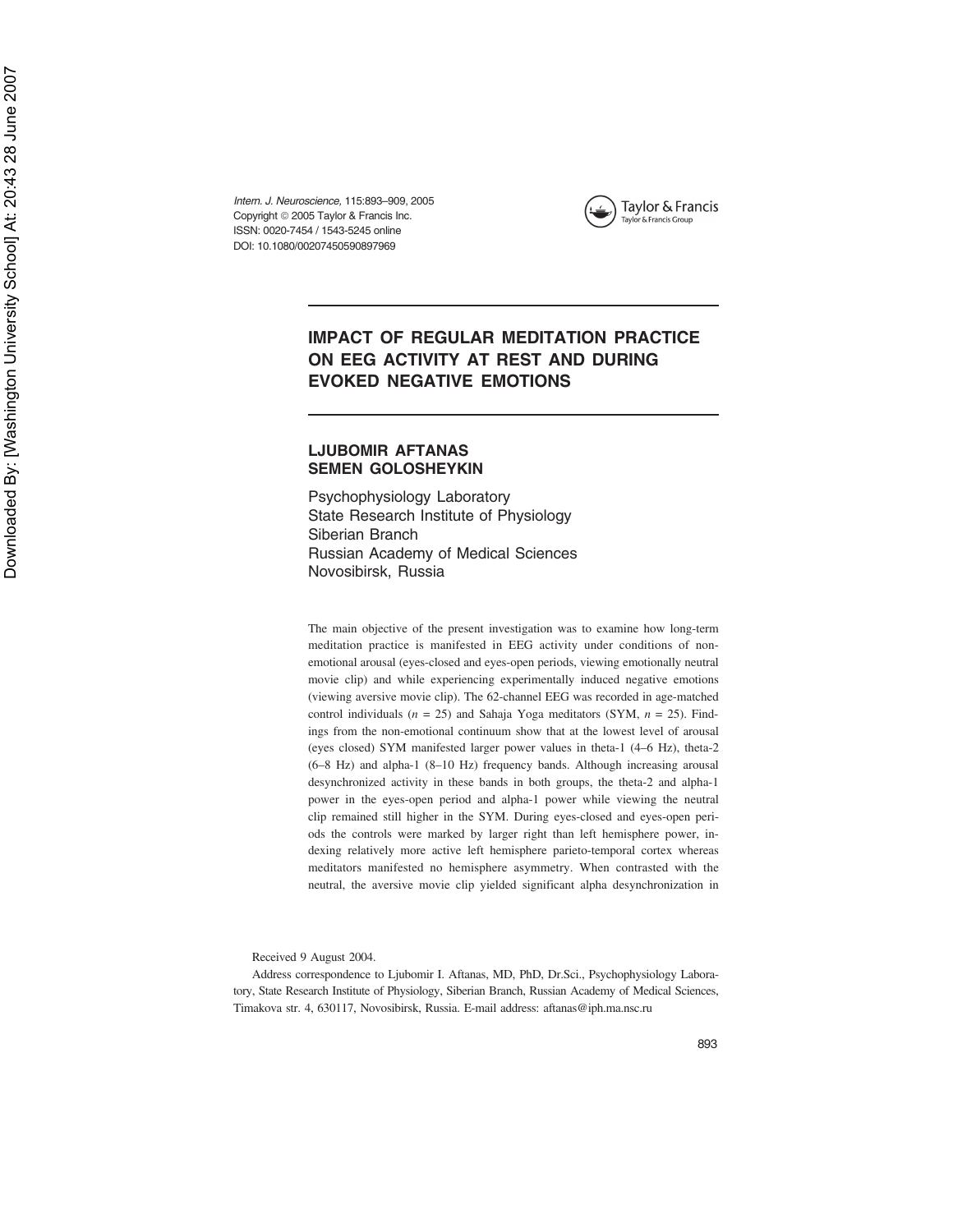# IMPACT OF REGULAR MEDITATION PRACTICE ON EEG ACTIVITY AT REST AND DURING EVOKED NEGATIVE EMOTIONS

**LJUBOMIR AFTANAS**
**SEMEN GOLOSHEYKIN**

Psychophysiology Laboratory
State Research Institute of Physiology
Siberian Branch
Russian Academy of Medical Sciences
Novosibirsk, Russia

The main objective of the present investigation was to examine how long-term meditation practice is manifested in EEG activity under conditions of non-emotional arousal (eyes-closed and eyes-open periods, viewing emotionally neutral movie clip) and while experiencing experimentally induced negative emotions (viewing aversive movie clip). The 62-channel EEG was recorded in age-matched control individuals ($n$ = 25) and Sahaja Yoga meditators (SYM, $n$ = 25). Findings from the non-emotional continuum show that at the lowest level of arousal (eyes closed) SYM manifested larger power values in theta-1 (4–6 Hz), theta-2 (6–8 Hz) and alpha-1 (8–10 Hz) frequency bands. Although increasing arousal desynchronized activity in these bands in both groups, the theta-2 and alpha-1 power in the eyes-open period and alpha-1 power while viewing the neutral clip remained still higher in the SYM. During eyes-closed and eyes-open periods the controls were marked by larger right than left hemisphere power, indexing relatively more active left hemisphere parieto-temporal cortex whereas meditators manifested no hemisphere asymmetry. When contrasted with the neutral, the aversive movie clip yielded significant alpha desynchronization in

Received 9 August 2004.

Address correspondence to Ljubomir I. Aftanas, MD, PhD, Dr.Sci., Psychophysiology Laboratory, State Research Institute of Physiology, Siberian Branch, Russian Academy of Medical Sciences, Timakova str. 4, 630117, Novosibirsk, Russia. E-mail address: aftanas@iph.ma.nsc.ru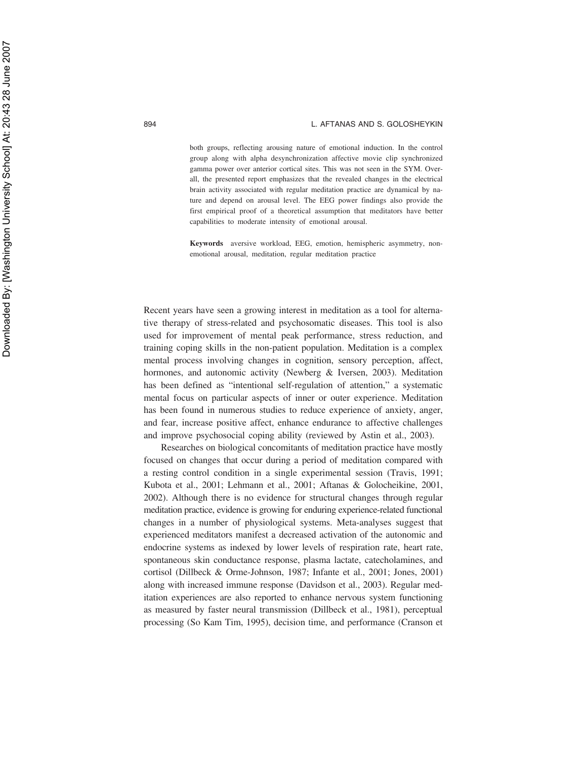both groups, reflecting arousing nature of emotional induction. In the control group along with alpha desynchronization affective movie clip synchronized gamma power over anterior cortical sites. This was not seen in the SYM. Overall, the presented report emphasizes that the revealed changes in the electrical brain activity associated with regular meditation practice are dynamical by nature and depend on arousal level. The EEG power findings also provide the first empirical proof of a theoretical assumption that meditators have better capabilities to moderate intensity of emotional arousal.

**Keywords** aversive workload, EEG, emotion, hemispheric asymmetry, non-emotional arousal, meditation, regular meditation practice

Recent years have seen a growing interest in meditation as a tool for alternative therapy of stress-related and psychosomatic diseases. This tool is also used for improvement of mental peak performance, stress reduction, and training coping skills in the non-patient population. Meditation is a complex mental process involving changes in cognition, sensory perception, affect, hormones, and autonomic activity (Newberg & Iversen, 2003). Meditation has been defined as "intentional self-regulation of attention," a systematic mental focus on particular aspects of inner or outer experience. Meditation has been found in numerous studies to reduce experience of anxiety, anger, and fear, increase positive affect, enhance endurance to affective challenges and improve psychosocial coping ability (reviewed by Astin et al., 2003).

Researches on biological concomitants of meditation practice have mostly focused on changes that occur during a period of meditation compared with a resting control condition in a single experimental session (Travis, 1991; Kubota et al., 2001; Lehmann et al., 2001; Aftanas & Golocheikine, 2001, 2002). Although there is no evidence for structural changes through regular meditation practice, evidence is growing for enduring experience-related functional changes in a number of physiological systems. Meta-analyses suggest that experienced meditators manifest a decreased activation of the autonomic and endocrine systems as indexed by lower levels of respiration rate, heart rate, spontaneous skin conductance response, plasma lactate, catecholamines, and cortisol (Dillbeck & Orme-Johnson, 1987; Infante et al., 2001; Jones, 2001) along with increased immune response (Davidson et al., 2003). Regular meditation experiences are also reported to enhance nervous system functioning as measured by faster neural transmission (Dillbeck et al., 1981), perceptual processing (So Kam Tim, 1995), decision time, and performance (Cranson et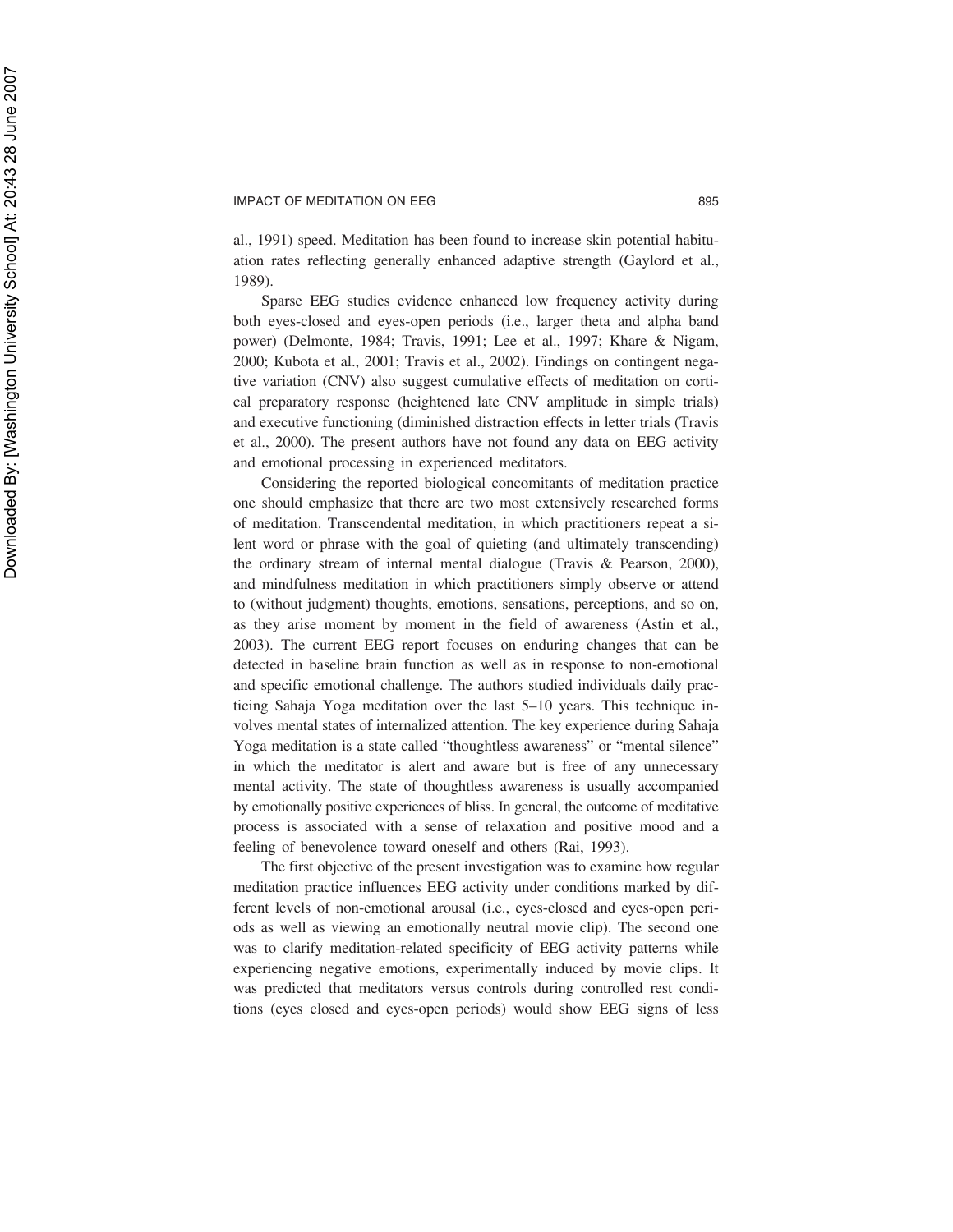al., 1991) speed. Meditation has been found to increase skin potential habituation rates reflecting generally enhanced adaptive strength (Gaylord et al., 1989).

Sparse EEG studies evidence enhanced low frequency activity during both eyes-closed and eyes-open periods (i.e., larger theta and alpha band power) (Delmonte, 1984; Travis, 1991; Lee et al., 1997; Khare & Nigam, 2000; Kubota et al., 2001; Travis et al., 2002). Findings on contingent negative variation (CNV) also suggest cumulative effects of meditation on cortical preparatory response (heightened late CNV amplitude in simple trials) and executive functioning (diminished distraction effects in letter trials (Travis et al., 2000). The present authors have not found any data on EEG activity and emotional processing in experienced meditators.

Considering the reported biological concomitants of meditation practice one should emphasize that there are two most extensively researched forms of meditation. Transcendental meditation, in which practitioners repeat a silent word or phrase with the goal of quieting (and ultimately transcending) the ordinary stream of internal mental dialogue (Travis & Pearson, 2000), and mindfulness meditation in which practitioners simply observe or attend to (without judgment) thoughts, emotions, sensations, perceptions, and so on, as they arise moment by moment in the field of awareness (Astin et al., 2003). The current EEG report focuses on enduring changes that can be detected in baseline brain function as well as in response to non-emotional and specific emotional challenge. The authors studied individuals daily practicing Sahaja Yoga meditation over the last 5–10 years. This technique involves mental states of internalized attention. The key experience during Sahaja Yoga meditation is a state called "thoughtless awareness" or "mental silence" in which the meditator is alert and aware but is free of any unnecessary mental activity. The state of thoughtless awareness is usually accompanied by emotionally positive experiences of bliss. In general, the outcome of meditative process is associated with a sense of relaxation and positive mood and a feeling of benevolence toward oneself and others (Rai, 1993).

The first objective of the present investigation was to examine how regular meditation practice influences EEG activity under conditions marked by different levels of non-emotional arousal (i.e., eyes-closed and eyes-open periods as well as viewing an emotionally neutral movie clip). The second one was to clarify meditation-related specificity of EEG activity patterns while experiencing negative emotions, experimentally induced by movie clips. It was predicted that meditators versus controls during controlled rest conditions (eyes closed and eyes-open periods) would show EEG signs of less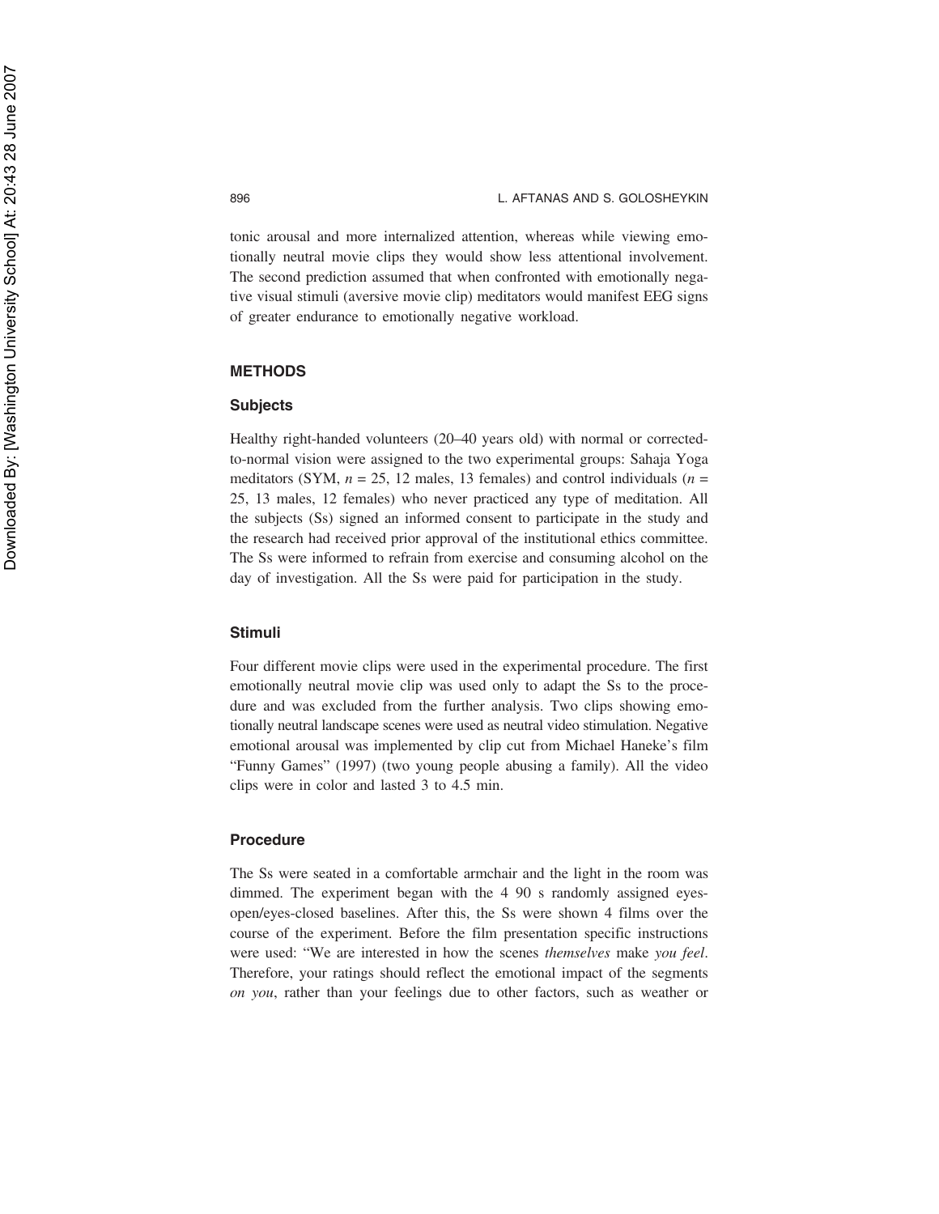tonic arousal and more internalized attention, whereas while viewing emotionally neutral movie clips they would show less attentional involvement. The second prediction assumed that when confronted with emotionally negative visual stimuli (aversive movie clip) meditators would manifest EEG signs of greater endurance to emotionally negative workload.

## METHODS

### Subjects

Healthy right-handed volunteers (20–40 years old) with normal or corrected-to-normal vision were assigned to the two experimental groups: Sahaja Yoga meditators (SYM, $n = 25$, 12 males, 13 females) and control individuals ($n = 25$, 13 males, 12 females) who never practiced any type of meditation. All the subjects (Ss) signed an informed consent to participate in the study and the research had received prior approval of the institutional ethics committee. The Ss were informed to refrain from exercise and consuming alcohol on the day of investigation. All the Ss were paid for participation in the study.

### Stimuli

Four different movie clips were used in the experimental procedure. The first emotionally neutral movie clip was used only to adapt the Ss to the procedure and was excluded from the further analysis. Two clips showing emotionally neutral landscape scenes were used as neutral video stimulation. Negative emotional arousal was implemented by clip cut from Michael Haneke's film "Funny Games" (1997) (two young people abusing a family). All the video clips were in color and lasted 3 to 4.5 min.

### Procedure

The Ss were seated in a comfortable armchair and the light in the room was dimmed. The experiment began with the 4 90 s randomly assigned eyes-open/eyes-closed baselines. After this, the Ss were shown 4 films over the course of the experiment. Before the film presentation specific instructions were used: "We are interested in how the scenes *themselves* make *you feel*. Therefore, your ratings should reflect the emotional impact of the segments *on you*, rather than your feelings due to other factors, such as weather or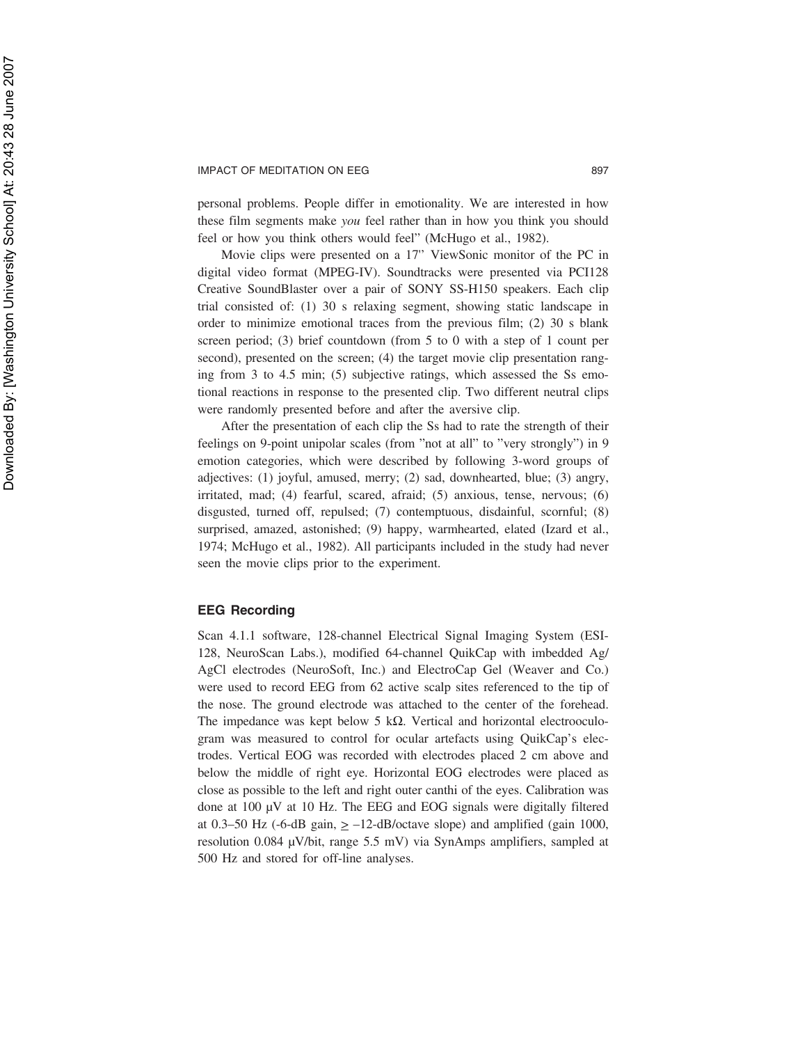personal problems. People differ in emotionality. We are interested in how these film segments make *you* feel rather than in how you think you should feel or how you think others would feel" (McHugo et al., 1982).

Movie clips were presented on a 17" ViewSonic monitor of the PC in digital video format (MPEG-IV). Soundtracks were presented via PCI128 Creative SoundBlaster over a pair of SONY SS-H150 speakers. Each clip trial consisted of: (1) 30 s relaxing segment, showing static landscape in order to minimize emotional traces from the previous film; (2) 30 s blank screen period; (3) brief countdown (from 5 to 0 with a step of 1 count per second), presented on the screen; (4) the target movie clip presentation ranging from 3 to 4.5 min; (5) subjective ratings, which assessed the Ss emotional reactions in response to the presented clip. Two different neutral clips were randomly presented before and after the aversive clip.

After the presentation of each clip the Ss had to rate the strength of their feelings on 9-point unipolar scales (from "not at all" to "very strongly") in 9 emotion categories, which were described by following 3-word groups of adjectives: (1) joyful, amused, merry; (2) sad, downhearted, blue; (3) angry, irritated, mad; (4) fearful, scared, afraid; (5) anxious, tense, nervous; (6) disgusted, turned off, repulsed; (7) contemptuous, disdainful, scornful; (8) surprised, amazed, astonished; (9) happy, warmhearted, elated (Izard et al., 1974; McHugo et al., 1982). All participants included in the study had never seen the movie clips prior to the experiment.

### EEG Recording

Scan 4.1.1 software, 128-channel Electrical Signal Imaging System (ESI-128, NeuroScan Labs.), modified 64-channel QuikCap with imbedded Ag/AgCl electrodes (NeuroSoft, Inc.) and ElectroCap Gel (Weaver and Co.) were used to record EEG from 62 active scalp sites referenced to the tip of the nose. The ground electrode was attached to the center of the forehead. The impedance was kept below 5 kΩ. Vertical and horizontal electrooculogram was measured to control for ocular artefacts using QuikCap's electrodes. Vertical EOG was recorded with electrodes placed 2 cm above and below the middle of right eye. Horizontal EOG electrodes were placed as close as possible to the left and right outer canthi of the eyes. Calibration was done at 100 μV at 10 Hz. The EEG and EOG signals were digitally filtered at 0.3–50 Hz (-6-dB gain, $\geq$ –12-dB/octave slope) and amplified (gain 1000, resolution 0.084 μV/bit, range 5.5 mV) via SynAmps amplifiers, sampled at 500 Hz and stored for off-line analyses.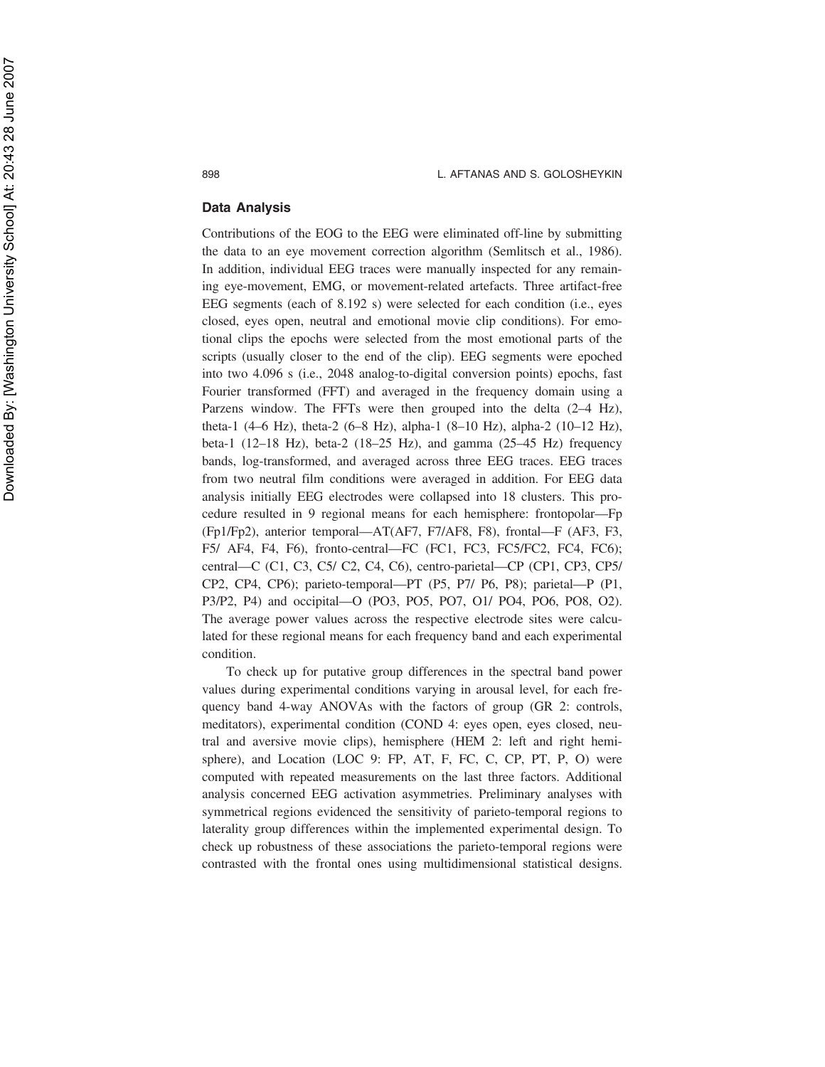### Data Analysis

Contributions of the EOG to the EEG were eliminated off-line by submitting the data to an eye movement correction algorithm (Semlitsch et al., 1986). In addition, individual EEG traces were manually inspected for any remaining eye-movement, EMG, or movement-related artefacts. Three artifact-free EEG segments (each of 8.192 s) were selected for each condition (i.e., eyes closed, eyes open, neutral and emotional movie clip conditions). For emotional clips the epochs were selected from the most emotional parts of the scripts (usually closer to the end of the clip). EEG segments were epoched into two 4.096 s (i.e., 2048 analog-to-digital conversion points) epochs, fast Fourier transformed (FFT) and averaged in the frequency domain using a Parzens window. The FFTs were then grouped into the delta (2–4 Hz), theta-1 (4–6 Hz), theta-2 (6–8 Hz), alpha-1 (8–10 Hz), alpha-2 (10–12 Hz), beta-1 (12–18 Hz), beta-2 (18–25 Hz), and gamma (25–45 Hz) frequency bands, log-transformed, and averaged across three EEG traces. EEG traces from two neutral film conditions were averaged in addition. For EEG data analysis initially EEG electrodes were collapsed into 18 clusters. This procedure resulted in 9 regional means for each hemisphere: frontopolar—Fp (Fp1/Fp2), anterior temporal—AT(AF7, F7/AF8, F8), frontal—F (AF3, F3, F5/ AF4, F4, F6), fronto-central—FC (FC1, FC3, FC5/FC2, FC4, FC6); central—C (C1, C3, C5/ C2, C4, C6), centro-parietal—CP (CP1, CP3, CP5/ CP2, CP4, CP6); parieto-temporal—PT (P5, P7/ P6, P8); parietal—P (P1, P3/P2, P4) and occipital—O (PO3, PO5, PO7, O1/ PO4, PO6, PO8, O2). The average power values across the respective electrode sites were calculated for these regional means for each frequency band and each experimental condition.

To check up for putative group differences in the spectral band power values during experimental conditions varying in arousal level, for each frequency band 4-way ANOVAs with the factors of group (GR 2: controls, meditators), experimental condition (COND 4: eyes open, eyes closed, neutral and aversive movie clips), hemisphere (HEM 2: left and right hemisphere), and Location (LOC 9: FP, AT, F, FC, C, CP, PT, P, O) were computed with repeated measurements on the last three factors. Additional analysis concerned EEG activation asymmetries. Preliminary analyses with symmetrical regions evidenced the sensitivity of parieto-temporal regions to laterality group differences within the implemented experimental design. To check up robustness of these associations the parieto-temporal regions were contrasted with the frontal ones using multidimensional statistical designs.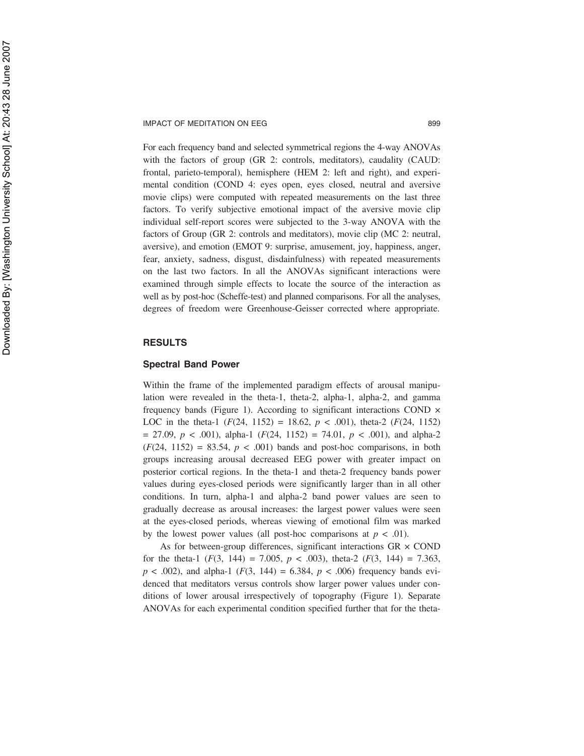For each frequency band and selected symmetrical regions the 4-way ANOVAs with the factors of group (GR 2: controls, meditators), caudality (CAUD: frontal, parieto-temporal), hemisphere (HEM 2: left and right), and experimental condition (COND 4: eyes open, eyes closed, neutral and aversive movie clips) were computed with repeated measurements on the last three factors. To verify subjective emotional impact of the aversive movie clip individual self-report scores were subjected to the 3-way ANOVA with the factors of Group (GR 2: controls and meditators), movie clip (MC 2: neutral, aversive), and emotion (EMOT 9: surprise, amusement, joy, happiness, anger, fear, anxiety, sadness, disgust, disdainfulness) with repeated measurements on the last two factors. In all the ANOVAs significant interactions were examined through simple effects to locate the source of the interaction as well as by post-hoc (Scheffe-test) and planned comparisons. For all the analyses, degrees of freedom were Greenhouse-Geisser corrected where appropriate.

## RESULTS

### Spectral Band Power

Within the frame of the implemented paradigm effects of arousal manipulation were revealed in the theta-1, theta-2, alpha-1, alpha-2, and gamma frequency bands (Figure 1). According to significant interactions COND × LOC in the theta-1 ($F(24, 1152) = 18.62$, $p < .001$), theta-2 ($F(24, 1152) = 27.09$, $p < .001$), alpha-1 ($F(24, 1152) = 74.01$, $p < .001$), and alpha-2 ($F(24, 1152) = 83.54$, $p < .001$) bands and post-hoc comparisons, in both groups increasing arousal decreased EEG power with greater impact on posterior cortical regions. In the theta-1 and theta-2 frequency bands power values during eyes-closed periods were significantly larger than in all other conditions. In turn, alpha-1 and alpha-2 band power values are seen to gradually decrease as arousal increases: the largest power values were seen at the eyes-closed periods, whereas viewing of emotional film was marked by the lowest power values (all post-hoc comparisons at $p < .01$).

As for between-group differences, significant interactions GR × COND for the theta-1 ($F(3, 144) = 7.005$, $p < .003$), theta-2 ($F(3, 144) = 7.363$, $p < .002$), and alpha-1 ($F(3, 144) = 6.384$, $p < .006$) frequency bands evidenced that meditators versus controls show larger power values under conditions of lower arousal irrespectively of topography (Figure 1). Separate ANOVAs for each experimental condition specified further that for the theta-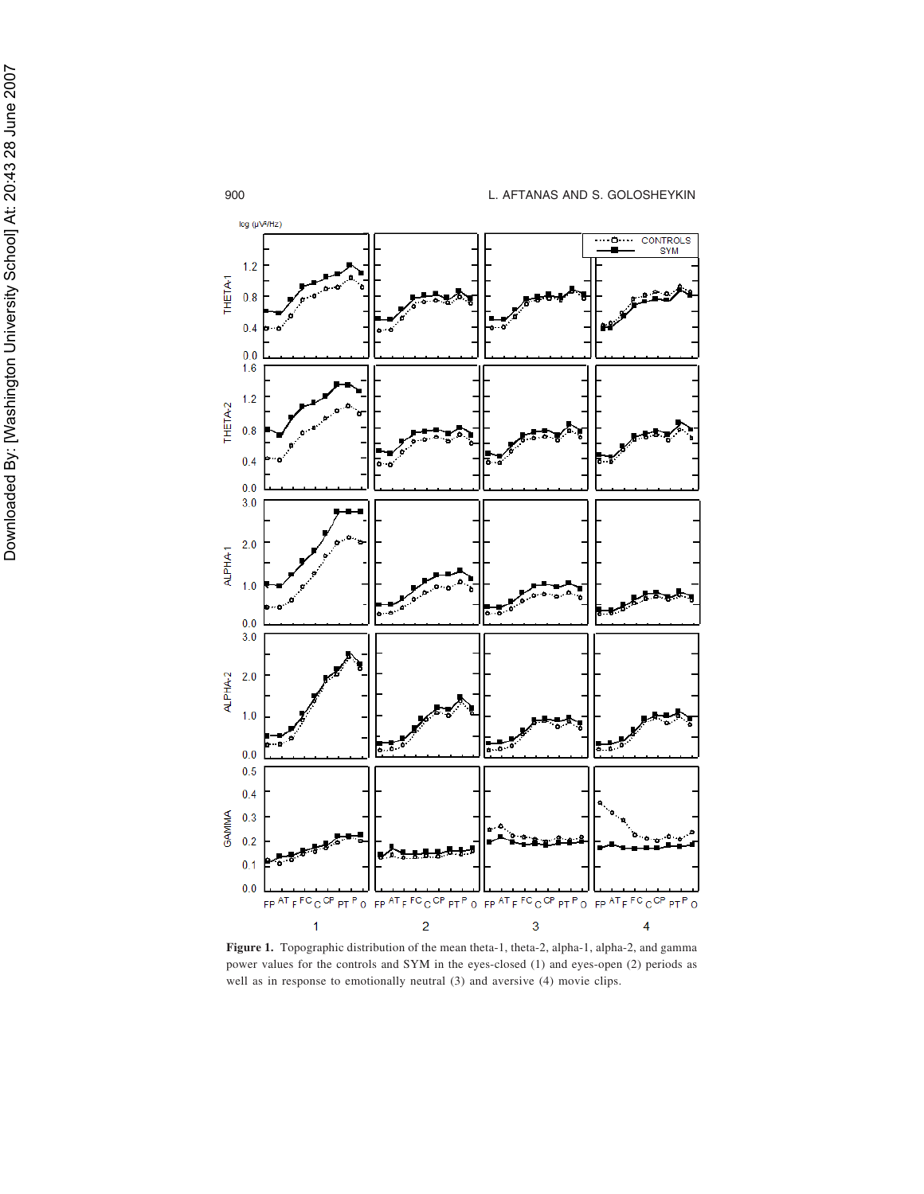**Figure 1.** Topographic distribution of the mean theta-1, theta-2, alpha-1, alpha-2, and gamma power values for the controls and SYM in the eyes-closed (1) and eyes-open (2) periods as well as in response to emotionally neutral (3) and aversive (4) movie clips.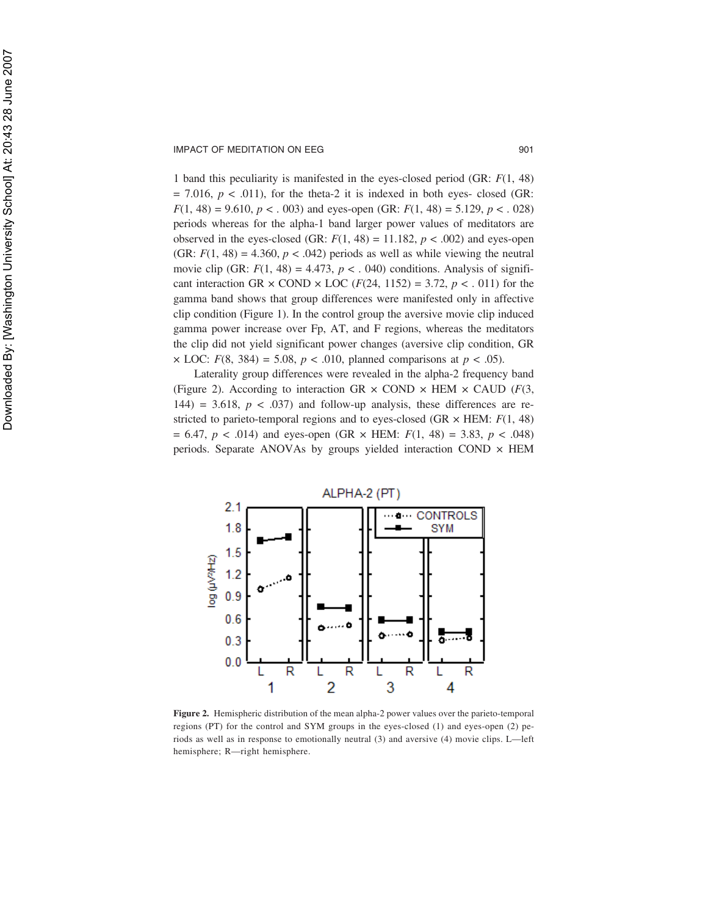1 band this peculiarity is manifested in the eyes-closed period (GR: $F(1, 48) = 7.016$, $p < .011$), for the theta-2 it is indexed in both eyes- closed (GR: $F(1, 48) = 9.610$, $p < .003$) and eyes-open (GR: $F(1, 48) = 5.129$, $p < .028$) periods whereas for the alpha-1 band larger power values of meditators are observed in the eyes-closed (GR: $F(1, 48) = 11.182$, $p < .002$) and eyes-open (GR: $F(1, 48) = 4.360$, $p < .042$) periods as well as while viewing the neutral movie clip (GR: $F(1, 48) = 4.473$, $p < .040$) conditions. Analysis of significant interaction GR × COND × LOC ($F(24, 1152) = 3.72$, $p < .011$) for the gamma band shows that group differences were manifested only in affective clip condition (Figure 1). In the control group the aversive movie clip induced gamma power increase over Fp, AT, and F regions, whereas the meditators the clip did not yield significant power changes (aversive clip condition, GR × LOC: $F(8, 384) = 5.08$, $p < .010$, planned comparisons at $p < .05$).

Laterality group differences were revealed in the alpha-2 frequency band (Figure 2). According to interaction GR × COND × HEM × CAUD ($F(3, 144) = 3.618$, $p < .037$) and follow-up analysis, these differences are restricted to parieto-temporal regions and to eyes-closed (GR × HEM: $F(1, 48) = 6.47$, $p < .014$) and eyes-open (GR × HEM: $F(1, 48) = 3.83$, $p < .048$) periods. Separate ANOVAs by groups yielded interaction COND × HEM

**Figure 2.** Hemispheric distribution of the mean alpha-2 power values over the parieto-temporal regions (PT) for the control and SYM groups in the eyes-closed (1) and eyes-open (2) periods as well as in response to emotionally neutral (3) and aversive (4) movie clips. L—left hemisphere; R—right hemisphere.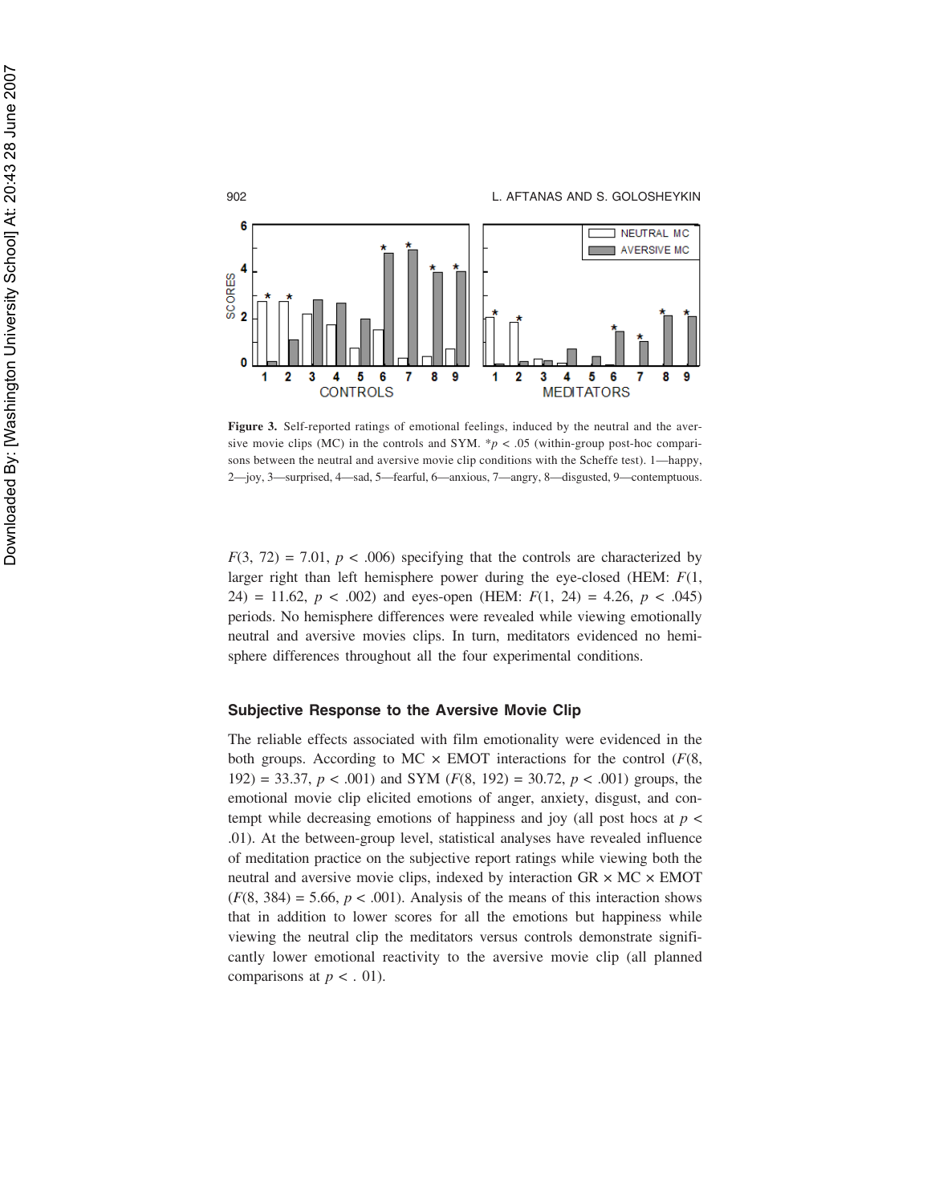**Figure 3.** Self-reported ratings of emotional feelings, induced by the neutral and the aversive movie clips (MC) in the controls and SYM. *$p < .05$ (within-group post-hoc comparisons between the neutral and aversive movie clip conditions with the Scheffe test). 1—happy, 2—joy, 3—surprised, 4—sad, 5—fearful, 6—anxious, 7—angry, 8—disgusted, 9—contemptuous.

$F(3, 72) = 7.01$, $p < .006$) specifying that the controls are characterized by larger right than left hemisphere power during the eye-closed (HEM: $F(1, 24) = 11.62$, $p < .002$) and eyes-open (HEM: $F(1, 24) = 4.26$, $p < .045$) periods. No hemisphere differences were revealed while viewing emotionally neutral and aversive movies clips. In turn, meditators evidenced no hemisphere differences throughout all the four experimental conditions.

### Subjective Response to the Aversive Movie Clip

The reliable effects associated with film emotionality were evidenced in the both groups. According to MC × EMOT interactions for the control ($F(8, 192) = 33.37$, $p < .001$) and SYM ($F(8, 192) = 30.72$, $p < .001$) groups, the emotional movie clip elicited emotions of anger, anxiety, disgust, and contempt while decreasing emotions of happiness and joy (all post hocs at $p < .01$). At the between-group level, statistical analyses have revealed influence of meditation practice on the subjective report ratings while viewing both the neutral and aversive movie clips, indexed by interaction GR × MC × EMOT ($F(8, 384) = 5.66$, $p < .001$). Analysis of the means of this interaction shows that in addition to lower scores for all the emotions but happiness while viewing the neutral clip the meditators versus controls demonstrate significantly lower emotional reactivity to the aversive movie clip (all planned comparisons at $p < .01$).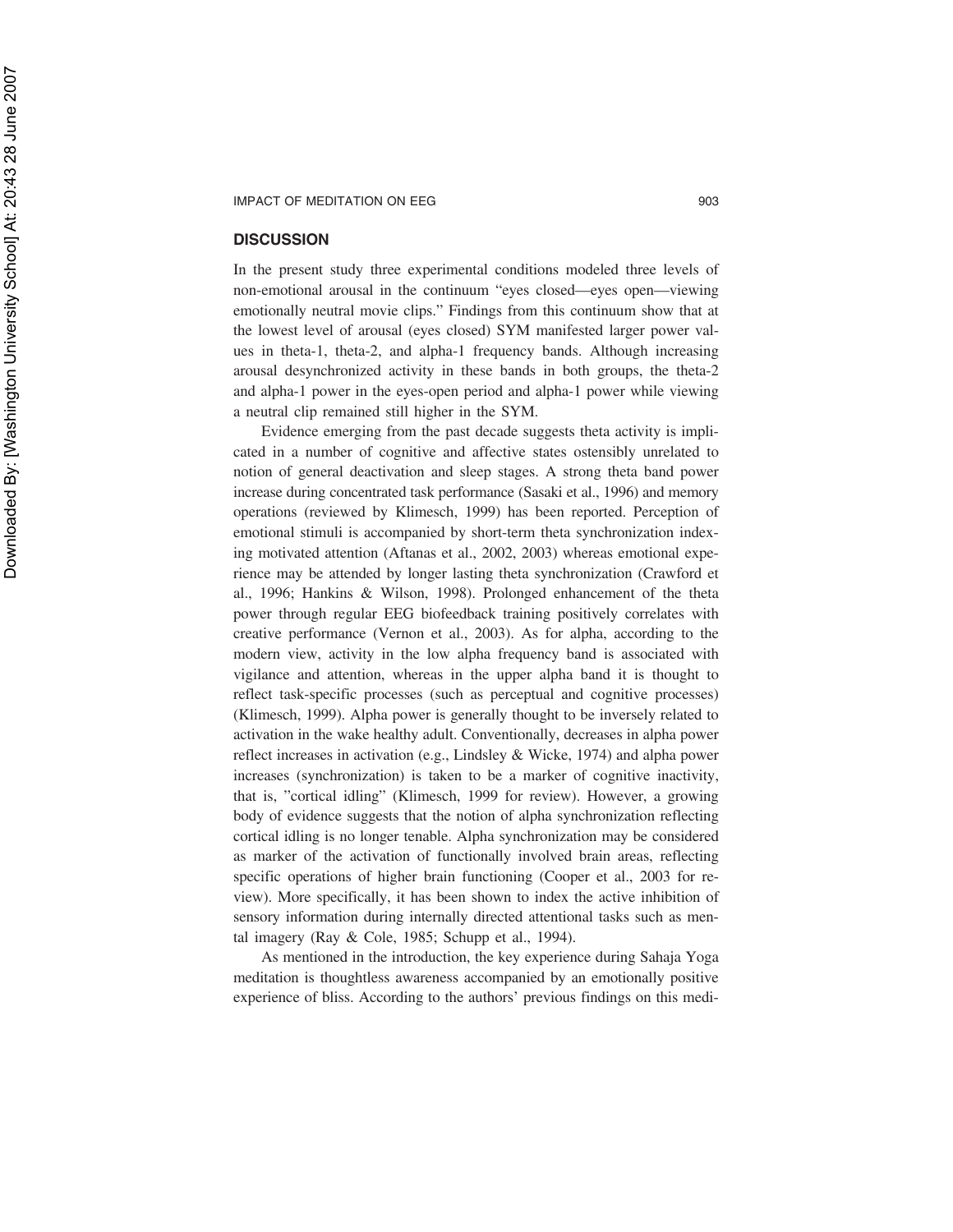## DISCUSSION

In the present study three experimental conditions modeled three levels of non-emotional arousal in the continuum "eyes closed—eyes open—viewing emotionally neutral movie clips." Findings from this continuum show that at the lowest level of arousal (eyes closed) SYM manifested larger power values in theta-1, theta-2, and alpha-1 frequency bands. Although increasing arousal desynchronized activity in these bands in both groups, the theta-2 and alpha-1 power in the eyes-open period and alpha-1 power while viewing a neutral clip remained still higher in the SYM.

Evidence emerging from the past decade suggests theta activity is implicated in a number of cognitive and affective states ostensibly unrelated to notion of general deactivation and sleep stages. A strong theta band power increase during concentrated task performance (Sasaki et al., 1996) and memory operations (reviewed by Klimesch, 1999) has been reported. Perception of emotional stimuli is accompanied by short-term theta synchronization indexing motivated attention (Aftanas et al., 2002, 2003) whereas emotional experience may be attended by longer lasting theta synchronization (Crawford et al., 1996; Hankins & Wilson, 1998). Prolonged enhancement of the theta power through regular EEG biofeedback training positively correlates with creative performance (Vernon et al., 2003). As for alpha, according to the modern view, activity in the low alpha frequency band is associated with vigilance and attention, whereas in the upper alpha band it is thought to reflect task-specific processes (such as perceptual and cognitive processes) (Klimesch, 1999). Alpha power is generally thought to be inversely related to activation in the wake healthy adult. Conventionally, decreases in alpha power reflect increases in activation (e.g., Lindsley & Wicke, 1974) and alpha power increases (synchronization) is taken to be a marker of cognitive inactivity, that is, "cortical idling" (Klimesch, 1999 for review). However, a growing body of evidence suggests that the notion of alpha synchronization reflecting cortical idling is no longer tenable. Alpha synchronization may be considered as marker of the activation of functionally involved brain areas, reflecting specific operations of higher brain functioning (Cooper et al., 2003 for review). More specifically, it has been shown to index the active inhibition of sensory information during internally directed attentional tasks such as mental imagery (Ray & Cole, 1985; Schupp et al., 1994).

As mentioned in the introduction, the key experience during Sahaja Yoga meditation is thoughtless awareness accompanied by an emotionally positive experience of bliss. According to the authors' previous findings on this medi-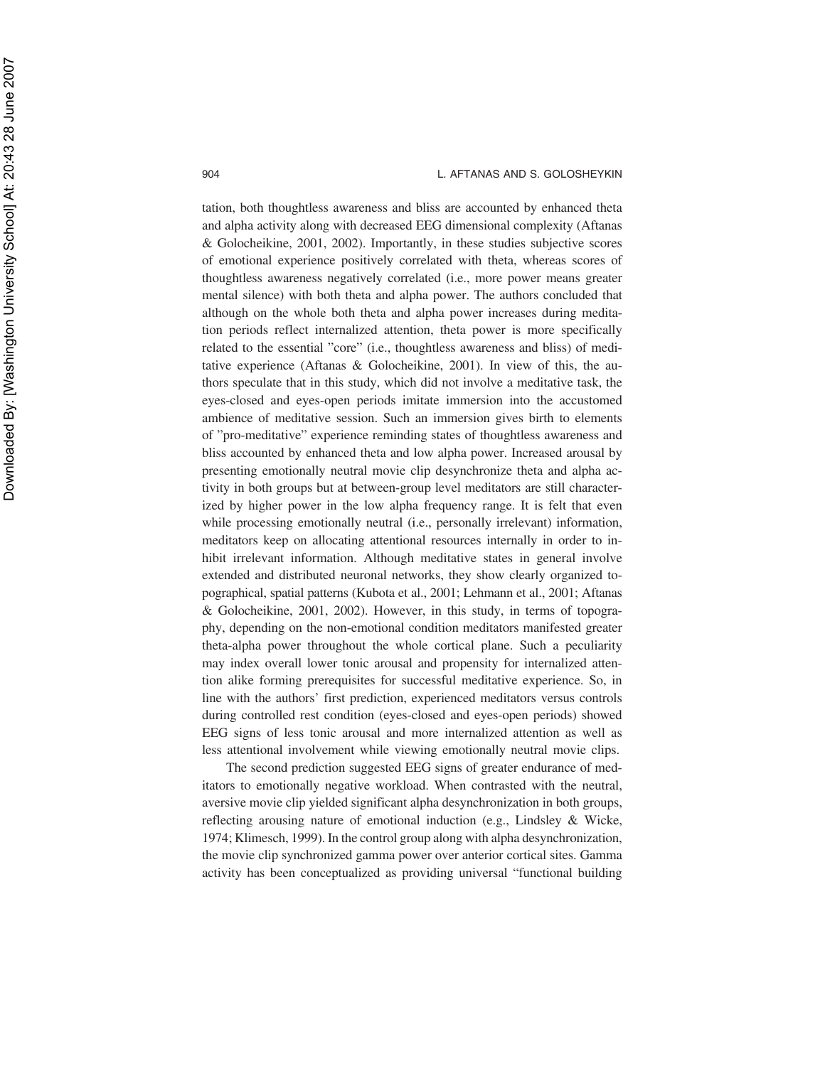tation, both thoughtless awareness and bliss are accounted by enhanced theta and alpha activity along with decreased EEG dimensional complexity (Aftanas & Golocheikine, 2001, 2002). Importantly, in these studies subjective scores of emotional experience positively correlated with theta, whereas scores of thoughtless awareness negatively correlated (i.e., more power means greater mental silence) with both theta and alpha power. The authors concluded that although on the whole both theta and alpha power increases during meditation periods reflect internalized attention, theta power is more specifically related to the essential "core" (i.e., thoughtless awareness and bliss) of meditative experience (Aftanas & Golocheikine, 2001). In view of this, the authors speculate that in this study, which did not involve a meditative task, the eyes-closed and eyes-open periods imitate immersion into the accustomed ambience of meditative session. Such an immersion gives birth to elements of "pro-meditative" experience reminding states of thoughtless awareness and bliss accounted by enhanced theta and low alpha power. Increased arousal by presenting emotionally neutral movie clip desynchronize theta and alpha activity in both groups but at between-group level meditators are still characterized by higher power in the low alpha frequency range. It is felt that even while processing emotionally neutral (i.e., personally irrelevant) information, meditators keep on allocating attentional resources internally in order to inhibit irrelevant information. Although meditative states in general involve extended and distributed neuronal networks, they show clearly organized topographical, spatial patterns (Kubota et al., 2001; Lehmann et al., 2001; Aftanas & Golocheikine, 2001, 2002). However, in this study, in terms of topography, depending on the non-emotional condition meditators manifested greater theta-alpha power throughout the whole cortical plane. Such a peculiarity may index overall lower tonic arousal and propensity for internalized attention alike forming prerequisites for successful meditative experience. So, in line with the authors' first prediction, experienced meditators versus controls during controlled rest condition (eyes-closed and eyes-open periods) showed EEG signs of less tonic arousal and more internalized attention as well as less attentional involvement while viewing emotionally neutral movie clips.

The second prediction suggested EEG signs of greater endurance of meditators to emotionally negative workload. When contrasted with the neutral, aversive movie clip yielded significant alpha desynchronization in both groups, reflecting arousing nature of emotional induction (e.g., Lindsley & Wicke, 1974; Klimesch, 1999). In the control group along with alpha desynchronization, the movie clip synchronized gamma power over anterior cortical sites. Gamma activity has been conceptualized as providing universal "functional building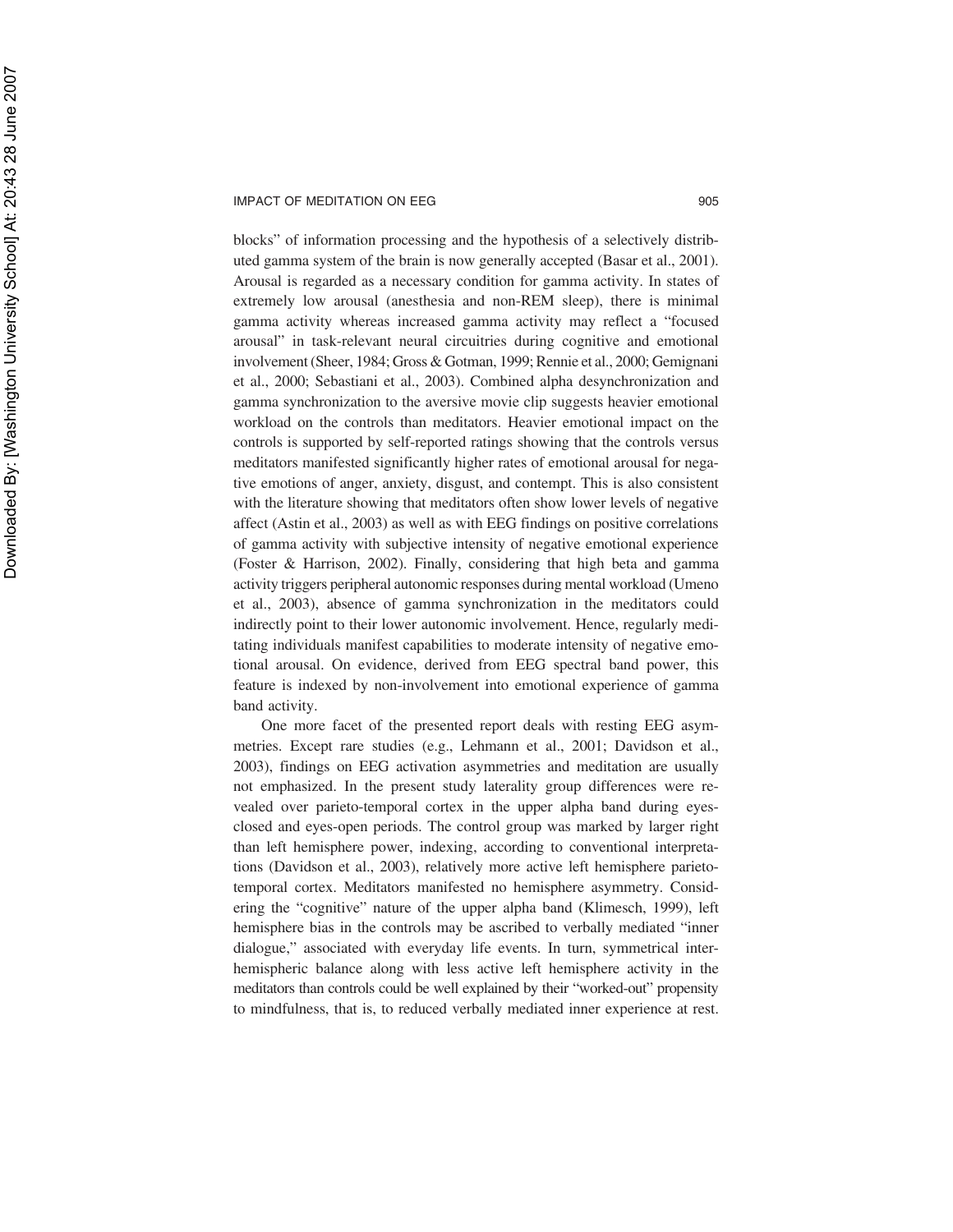blocks" of information processing and the hypothesis of a selectively distributed gamma system of the brain is now generally accepted (Basar et al., 2001). Arousal is regarded as a necessary condition for gamma activity. In states of extremely low arousal (anesthesia and non-REM sleep), there is minimal gamma activity whereas increased gamma activity may reflect a "focused arousal" in task-relevant neural circuitries during cognitive and emotional involvement (Sheer, 1984; Gross & Gotman, 1999; Rennie et al., 2000; Gemignani et al., 2000; Sebastiani et al., 2003). Combined alpha desynchronization and gamma synchronization to the aversive movie clip suggests heavier emotional workload on the controls than meditators. Heavier emotional impact on the controls is supported by self-reported ratings showing that the controls versus meditators manifested significantly higher rates of emotional arousal for negative emotions of anger, anxiety, disgust, and contempt. This is also consistent with the literature showing that meditators often show lower levels of negative affect (Astin et al., 2003) as well as with EEG findings on positive correlations of gamma activity with subjective intensity of negative emotional experience (Foster & Harrison, 2002). Finally, considering that high beta and gamma activity triggers peripheral autonomic responses during mental workload (Umeno et al., 2003), absence of gamma synchronization in the meditators could indirectly point to their lower autonomic involvement. Hence, regularly meditating individuals manifest capabilities to moderate intensity of negative emotional arousal. On evidence, derived from EEG spectral band power, this feature is indexed by non-involvement into emotional experience of gamma band activity.

One more facet of the presented report deals with resting EEG asymmetries. Except rare studies (e.g., Lehmann et al., 2001; Davidson et al., 2003), findings on EEG activation asymmetries and meditation are usually not emphasized. In the present study laterality group differences were revealed over parieto-temporal cortex in the upper alpha band during eyes-closed and eyes-open periods. The control group was marked by larger right than left hemisphere power, indexing, according to conventional interpretations (Davidson et al., 2003), relatively more active left hemisphere parieto-temporal cortex. Meditators manifested no hemisphere asymmetry. Considering the "cognitive" nature of the upper alpha band (Klimesch, 1999), left hemisphere bias in the controls may be ascribed to verbally mediated "inner dialogue," associated with everyday life events. In turn, symmetrical inter-hemispheric balance along with less active left hemisphere activity in the meditators than controls could be well explained by their "worked-out" propensity to mindfulness, that is, to reduced verbally mediated inner experience at rest.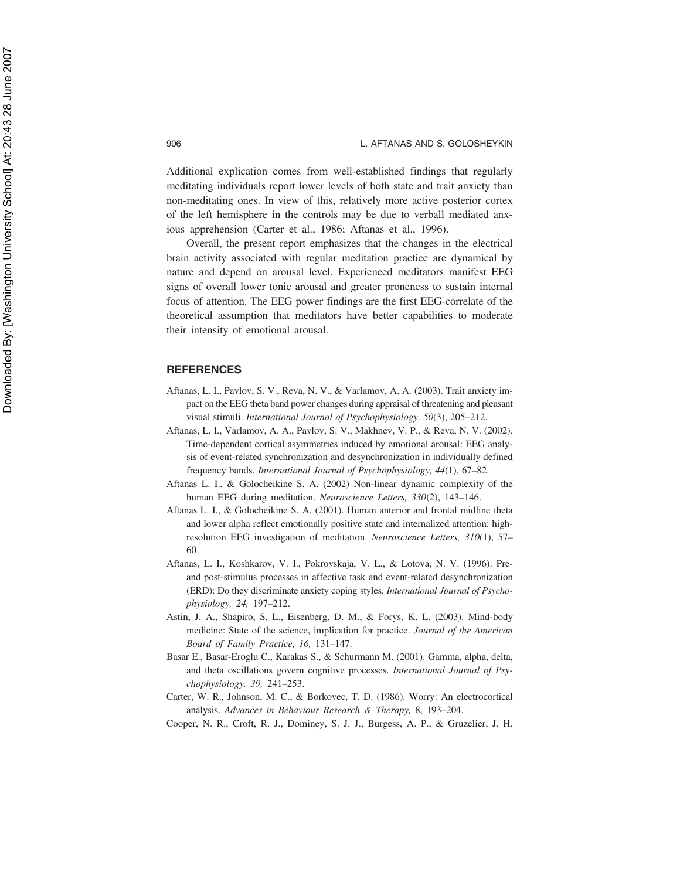Additional explication comes from well-established findings that regularly meditating individuals report lower levels of both state and trait anxiety than non-meditating ones. In view of this, relatively more active posterior cortex of the left hemisphere in the controls may be due to verball mediated anxious apprehension (Carter et al., 1986; Aftanas et al., 1996).

Overall, the present report emphasizes that the changes in the electrical brain activity associated with regular meditation practice are dynamical by nature and depend on arousal level. Experienced meditators manifest EEG signs of overall lower tonic arousal and greater proneness to sustain internal focus of attention. The EEG power findings are the first EEG-correlate of the theoretical assumption that meditators have better capabilities to moderate their intensity of emotional arousal.

## REFERENCES

Aftanas, L. I., Pavlov, S. V., Reva, N. V., & Varlamov, A. A. (2003). Trait anxiety impact on the EEG theta band power changes during appraisal of threatening and pleasant visual stimuli. *International Journal of Psychophysiology, 50*(3), 205–212.

Aftanas, L. I., Varlamov, A. A., Pavlov, S. V., Makhnev, V. P., & Reva, N. V. (2002). Time-dependent cortical asymmetries induced by emotional arousal: EEG analysis of event-related synchronization and desynchronization in individually defined frequency bands. *International Journal of Psychophysiology, 44*(1), 67–82.

Aftanas L. I., & Golocheikine S. A. (2002) Non-linear dynamic complexity of the human EEG during meditation. *Neuroscience Letters, 330*(2), 143–146.

Aftanas L. I., & Golocheikine S. A. (2001). Human anterior and frontal midline theta and lower alpha reflect emotionally positive state and internalized attention: high-resolution EEG investigation of meditation. *Neuroscience Letters, 310*(1), 57–60.

Aftanas, L. I., Koshkarov, V. I., Pokrovskaja, V. L., & Lotova, N. V. (1996). Pre- and post-stimulus processes in affective task and event-related desynchronization (ERD): Do they discriminate anxiety coping styles. *International Journal of Psychophysiology, 24,* 197–212.

Astin, J. A., Shapiro, S. L., Eisenberg, D. M., & Forys, K. L. (2003). Mind-body medicine: State of the science, implication for practice. *Journal of the American Board of Family Practice, 16,* 131–147.

Basar E., Basar-Eroglu C., Karakas S., & Schurmann M. (2001). Gamma, alpha, delta, and theta oscillations govern cognitive processes. *International Journal of Psychophysiology, 39,* 241–253.

Carter, W. R., Johnson, M. C., & Borkovec, T. D. (1986). Worry: An electrocortical analysis. *Advances in Behaviour Research & Therapy,* 8, 193–204.

Cooper, N. R., Croft, R. J., Dominey, S. J. J., Burgess, A. P., & Gruzelier, J. H.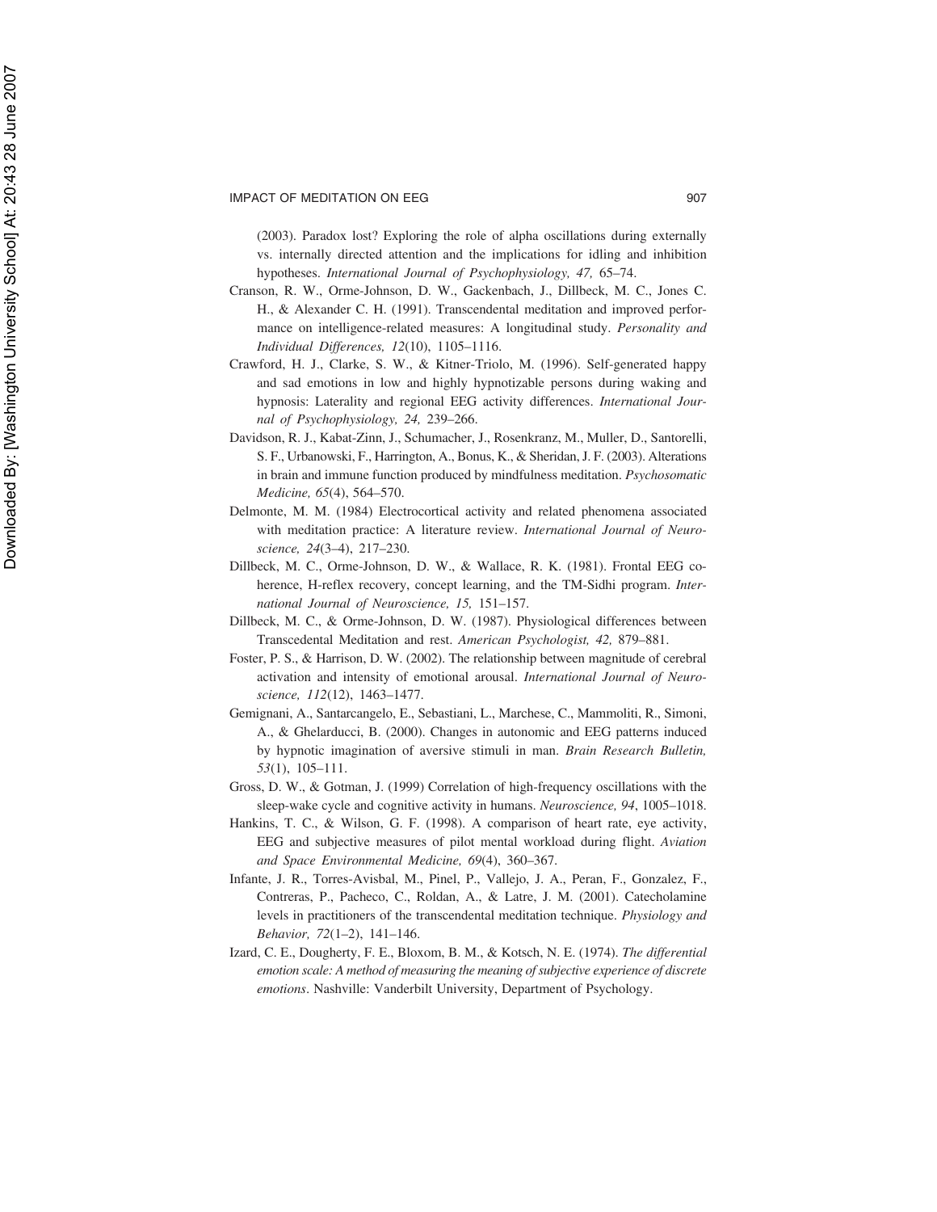(2003). Paradox lost? Exploring the role of alpha oscillations during externally vs. internally directed attention and the implications for idling and inhibition hypotheses. *International Journal of Psychophysiology, 47,* 65–74.

Cranson, R. W., Orme-Johnson, D. W., Gackenbach, J., Dillbeck, M. C., Jones C. H., & Alexander C. H. (1991). Transcendental meditation and improved performance on intelligence-related measures: A longitudinal study. *Personality and Individual Differences, 12*(10), 1105–1116.

Crawford, H. J., Clarke, S. W., & Kitner-Triolo, M. (1996). Self-generated happy and sad emotions in low and highly hypnotizable persons during waking and hypnosis: Laterality and regional EEG activity differences. *International Journal of Psychophysiology, 24,* 239–266.

Davidson, R. J., Kabat-Zinn, J., Schumacher, J., Rosenkranz, M., Muller, D., Santorelli, S. F., Urbanowski, F., Harrington, A., Bonus, K., & Sheridan, J. F. (2003). Alterations in brain and immune function produced by mindfulness meditation. *Psychosomatic Medicine, 65*(4), 564–570.

Delmonte, M. M. (1984) Electrocortical activity and related phenomena associated with meditation practice: A literature review. *International Journal of Neuroscience, 24*(3–4), 217–230.

Dillbeck, M. C., Orme-Johnson, D. W., & Wallace, R. K. (1981). Frontal EEG coherence, H-reflex recovery, concept learning, and the TM-Sidhi program. *International Journal of Neuroscience, 15,* 151–157.

Dillbeck, M. C., & Orme-Johnson, D. W. (1987). Physiological differences between Transcedental Meditation and rest. *American Psychologist, 42,* 879–881.

Foster, P. S., & Harrison, D. W. (2002). The relationship between magnitude of cerebral activation and intensity of emotional arousal. *International Journal of Neuroscience, 112*(12), 1463–1477.

Gemignani, A., Santarcangelo, E., Sebastiani, L., Marchese, C., Mammoliti, R., Simoni, A., & Ghelarducci, B. (2000). Changes in autonomic and EEG patterns induced by hypnotic imagination of aversive stimuli in man. *Brain Research Bulletin, 53*(1), 105–111.

Gross, D. W., & Gotman, J. (1999) Correlation of high-frequency oscillations with the sleep-wake cycle and cognitive activity in humans. *Neuroscience, 94*, 1005–1018.

Hankins, T. C., & Wilson, G. F. (1998). A comparison of heart rate, eye activity, EEG and subjective measures of pilot mental workload during flight. *Aviation and Space Environmental Medicine, 69*(4), 360–367.

Infante, J. R., Torres-Avisbal, M., Pinel, P., Vallejo, J. A., Peran, F., Gonzalez, F., Contreras, P., Pacheco, C., Roldan, A., & Latre, J. M. (2001). Catecholamine levels in practitioners of the transcendental meditation technique. *Physiology and Behavior, 72*(1–2), 141–146.

Izard, C. E., Dougherty, F. E., Bloxom, B. M., & Kotsch, N. E. (1974). *The differential emotion scale: A method of measuring the meaning of subjective experience of discrete emotions*. Nashville: Vanderbilt University, Department of Psychology.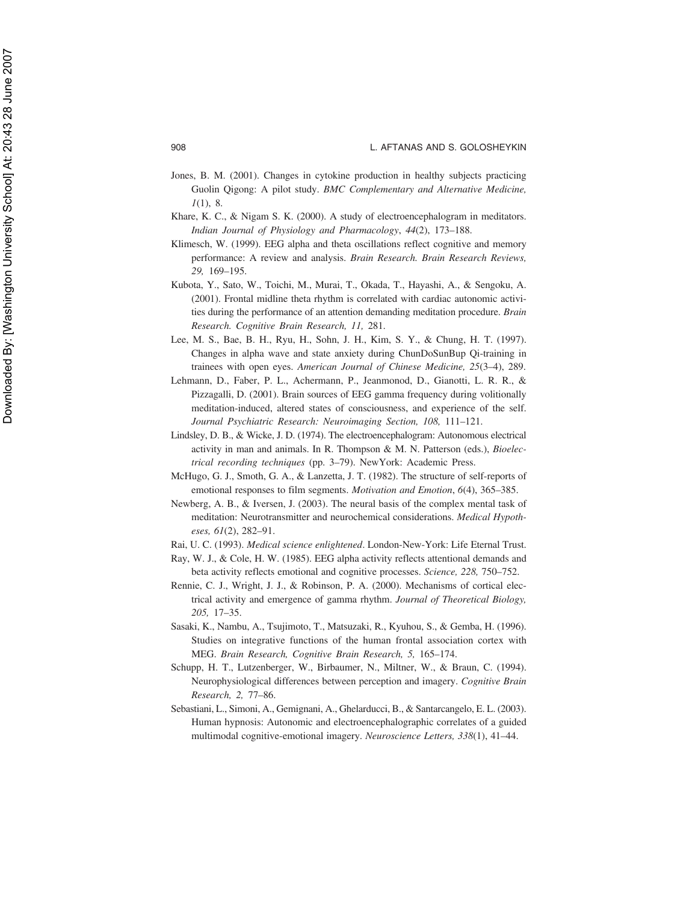Jones, B. M. (2001). Changes in cytokine production in healthy subjects practicing Guolin Qigong: A pilot study. *BMC Complementary and Alternative Medicine, 1*(1), 8.

Khare, K. C., & Nigam S. K. (2000). A study of electroencephalogram in meditators. *Indian Journal of Physiology and Pharmacology*, *44*(2), 173–188.

Klimesch, W. (1999). EEG alpha and theta oscillations reflect cognitive and memory performance: A review and analysis. *Brain Research. Brain Research Reviews, 29,* 169–195.

Kubota, Y., Sato, W., Toichi, M., Murai, T., Okada, T., Hayashi, A., & Sengoku, A. (2001). Frontal midline theta rhythm is correlated with cardiac autonomic activities during the performance of an attention demanding meditation procedure. *Brain Research. Cognitive Brain Research, 11,* 281.

Lee, M. S., Bae, B. H., Ryu, H., Sohn, J. H., Kim, S. Y., & Chung, H. T. (1997). Changes in alpha wave and state anxiety during ChunDoSunBup Qi-training in trainees with open eyes. *American Journal of Chinese Medicine, 25*(3–4), 289.

Lehmann, D., Faber, P. L., Achermann, P., Jeanmonod, D., Gianotti, L. R. R., & Pizzagalli, D. (2001). Brain sources of EEG gamma frequency during volitionally meditation-induced, altered states of consciousness, and experience of the self. *Journal Psychiatric Research: Neuroimaging Section, 108,* 111–121.

Lindsley, D. B., & Wicke, J. D. (1974). The electroencephalogram: Autonomous electrical activity in man and animals. In R. Thompson & M. N. Patterson (eds.), *Bioelectrical recording techniques* (pp. 3–79). NewYork: Academic Press.

McHugo, G. J., Smoth, G. A., & Lanzetta, J. T. (1982). The structure of self-reports of emotional responses to film segments. *Motivation and Emotion*, *6*(4), 365–385.

Newberg, A. B., & Iversen, J. (2003). The neural basis of the complex mental task of meditation: Neurotransmitter and neurochemical considerations. *Medical Hypotheses, 61*(2), 282–91.

Rai, U. C. (1993). *Medical science enlightened*. London-New-York: Life Eternal Trust.

Ray, W. J., & Cole, H. W. (1985). EEG alpha activity reflects attentional demands and beta activity reflects emotional and cognitive processes. *Science, 228,* 750–752.

Rennie, C. J., Wright, J. J., & Robinson, P. A. (2000). Mechanisms of cortical electrical activity and emergence of gamma rhythm. *Journal of Theoretical Biology, 205,* 17–35.

Sasaki, K., Nambu, A., Tsujimoto, T., Matsuzaki, R., Kyuhou, S., & Gemba, H. (1996). Studies on integrative functions of the human frontal association cortex with MEG. *Brain Research, Cognitive Brain Research, 5,* 165–174.

Schupp, H. T., Lutzenberger, W., Birbaumer, N., Miltner, W., & Braun, C. (1994). Neurophysiological differences between perception and imagery. *Cognitive Brain Research, 2,* 77–86.

Sebastiani, L., Simoni, A., Gemignani, A., Ghelarducci, B., & Santarcangelo, E. L. (2003). Human hypnosis: Autonomic and electroencephalographic correlates of a guided multimodal cognitive-emotional imagery. *Neuroscience Letters, 338*(1), 41–44.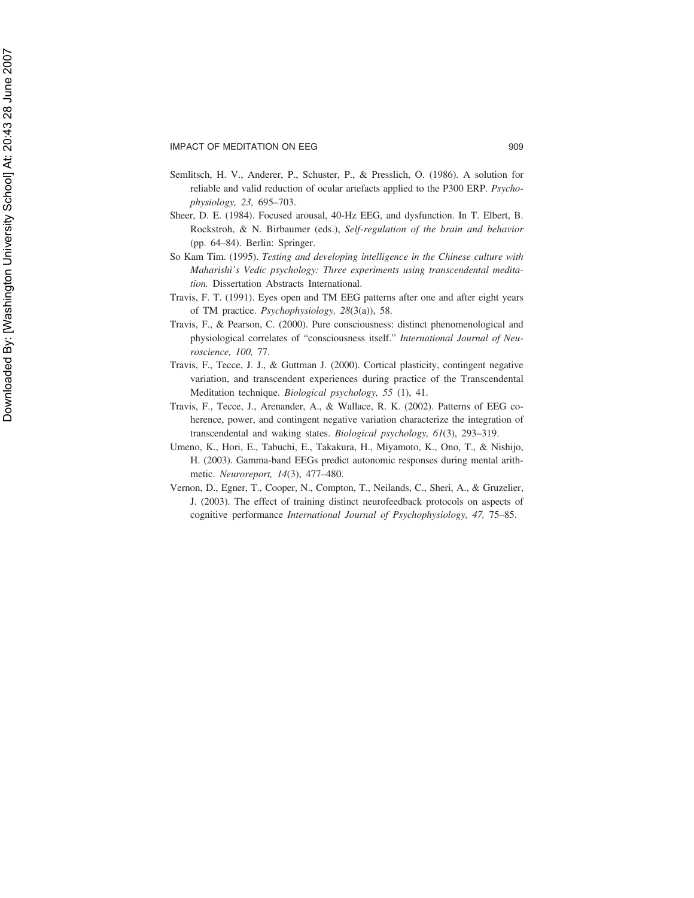Semlitsch, H. V., Anderer, P., Schuster, P., & Presslich, O. (1986). A solution for reliable and valid reduction of ocular artefacts applied to the P300 ERP. *Psychophysiology, 23,* 695–703.

Sheer, D. E. (1984). Focused arousal, 40-Hz EEG, and dysfunction. In T. Elbert, B. Rockstroh, & N. Birbaumer (eds.), *Self-regulation of the brain and behavior* (pp. 64–84). Berlin: Springer.

So Kam Tim. (1995). *Testing and developing intelligence in the Chinese culture with Maharishi's Vedic psychology: Three experiments using transcendental meditation.* Dissertation Abstracts International.

Travis, F. T. (1991). Eyes open and TM EEG patterns after one and after eight years of TM practice. *Psychophysiology, 28*(3(a)), 58.

Travis, F., & Pearson, C. (2000). Pure consciousness: distinct phenomenological and physiological correlates of "consciousness itself." *International Journal of Neuroscience, 100,* 77.

Travis, F., Tecce, J. J., & Guttman J. (2000). Cortical plasticity, contingent negative variation, and transcendent experiences during practice of the Transcendental Meditation technique. *Biological psychology, 55* (1), 41.

Travis, F., Tecce, J., Arenander, A., & Wallace, R. K. (2002). Patterns of EEG coherence, power, and contingent negative variation characterize the integration of transcendental and waking states. *Biological psychology, 61*(3), 293–319.

Umeno, K., Hori, E., Tabuchi, E., Takakura, H., Miyamoto, K., Ono, T., & Nishijo, H. (2003). Gamma-band EEGs predict autonomic responses during mental arithmetic. *Neuroreport, 14*(3), 477–480.

Vernon, D., Egner, T., Cooper, N., Compton, T., Neilands, C., Sheri, A., & Gruzelier, J. (2003). The effect of training distinct neurofeedback protocols on aspects of cognitive performance *International Journal of Psychophysiology, 47,* 75–85.